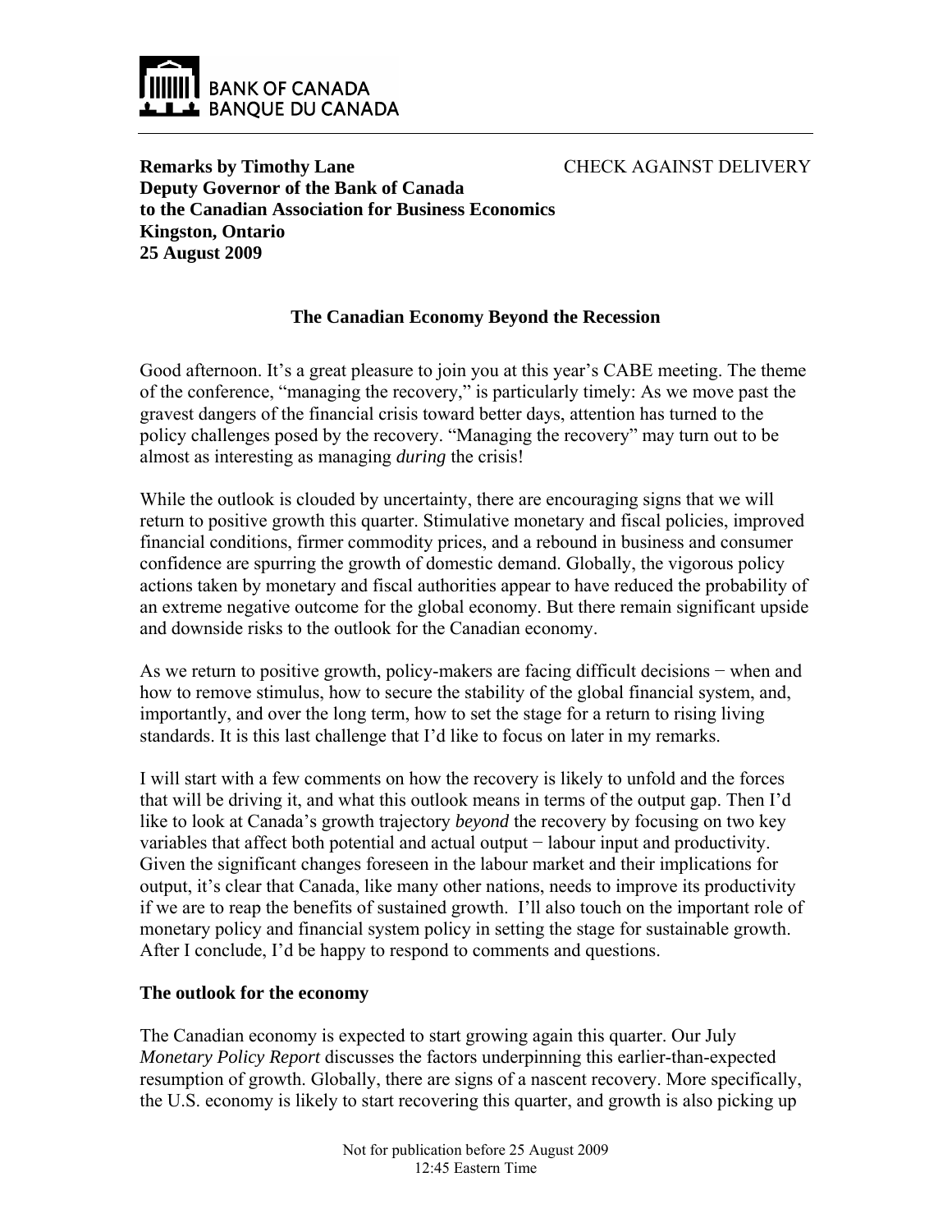BANK OF CANADA
BANQUE DU CANADA

**Remarks by Timothy Lane** CHECK AGAINST DELIVERY
**Deputy Governor of the Bank of Canada**
**to the Canadian Association for Business Economics**
**Kingston, Ontario**
**25 August 2009**

## The Canadian Economy Beyond the Recession

Good afternoon. It's a great pleasure to join you at this year's CABE meeting. The theme of the conference, "managing the recovery," is particularly timely: As we move past the gravest dangers of the financial crisis toward better days, attention has turned to the policy challenges posed by the recovery. "Managing the recovery" may turn out to be almost as interesting as managing *during* the crisis!

While the outlook is clouded by uncertainty, there are encouraging signs that we will return to positive growth this quarter. Stimulative monetary and fiscal policies, improved financial conditions, firmer commodity prices, and a rebound in business and consumer confidence are spurring the growth of domestic demand. Globally, the vigorous policy actions taken by monetary and fiscal authorities appear to have reduced the probability of an extreme negative outcome for the global economy. But there remain significant upside and downside risks to the outlook for the Canadian economy.

As we return to positive growth, policy-makers are facing difficult decisions − when and how to remove stimulus, how to secure the stability of the global financial system, and, importantly, and over the long term, how to set the stage for a return to rising living standards. It is this last challenge that I'd like to focus on later in my remarks.

I will start with a few comments on how the recovery is likely to unfold and the forces that will be driving it, and what this outlook means in terms of the output gap. Then I'd like to look at Canada's growth trajectory *beyond* the recovery by focusing on two key variables that affect both potential and actual output − labour input and productivity. Given the significant changes foreseen in the labour market and their implications for output, it's clear that Canada, like many other nations, needs to improve its productivity if we are to reap the benefits of sustained growth. I'll also touch on the important role of monetary policy and financial system policy in setting the stage for sustainable growth. After I conclude, I'd be happy to respond to comments and questions.

### The outlook for the economy

The Canadian economy is expected to start growing again this quarter. Our July *Monetary Policy Report* discusses the factors underpinning this earlier-than-expected resumption of growth. Globally, there are signs of a nascent recovery. More specifically, the U.S. economy is likely to start recovering this quarter, and growth is also picking up

Not for publication before 25 August 2009
12:45 Eastern Time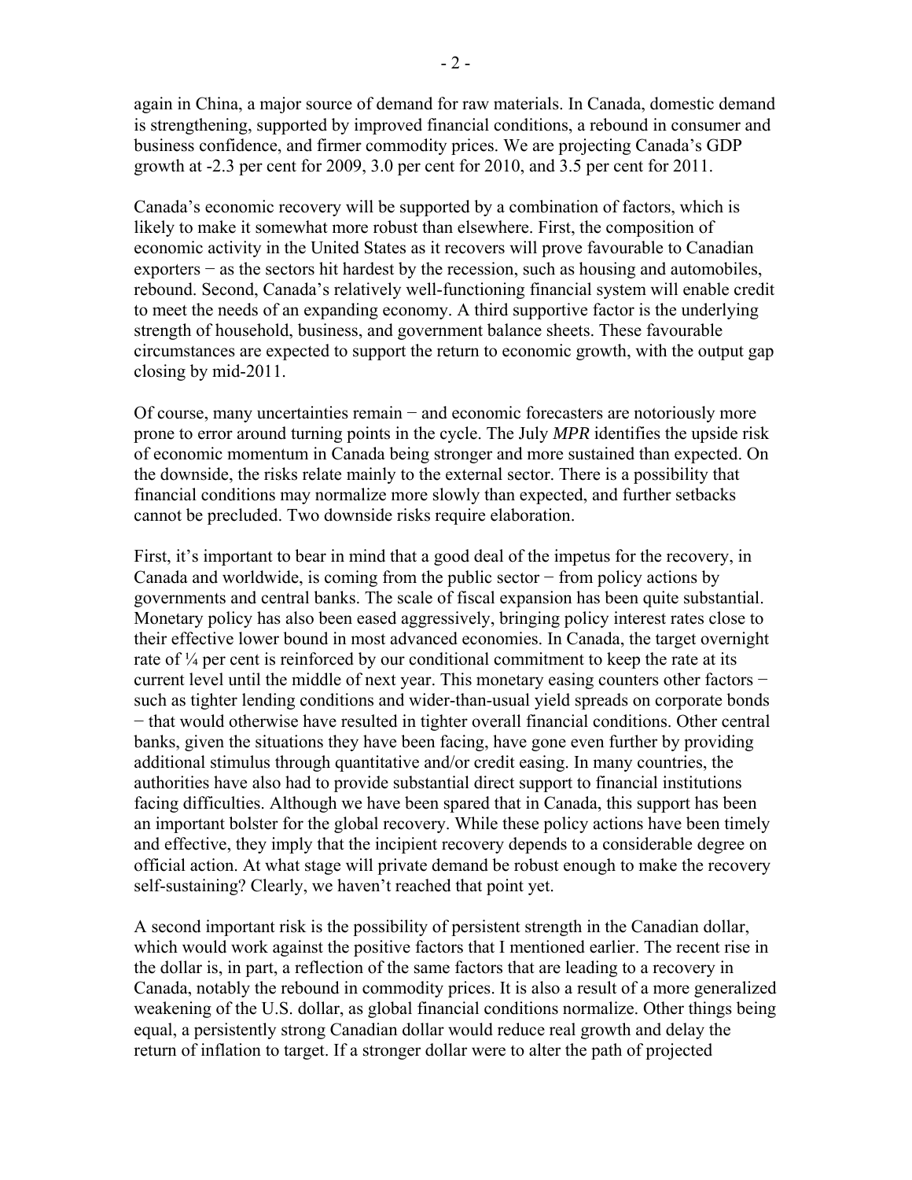again in China, a major source of demand for raw materials. In Canada, domestic demand is strengthening, supported by improved financial conditions, a rebound in consumer and business confidence, and firmer commodity prices. We are projecting Canada's GDP growth at -2.3 per cent for 2009, 3.0 per cent for 2010, and 3.5 per cent for 2011.

Canada's economic recovery will be supported by a combination of factors, which is likely to make it somewhat more robust than elsewhere. First, the composition of economic activity in the United States as it recovers will prove favourable to Canadian exporters − as the sectors hit hardest by the recession, such as housing and automobiles, rebound. Second, Canada's relatively well-functioning financial system will enable credit to meet the needs of an expanding economy. A third supportive factor is the underlying strength of household, business, and government balance sheets. These favourable circumstances are expected to support the return to economic growth, with the output gap closing by mid-2011.

Of course, many uncertainties remain − and economic forecasters are notoriously more prone to error around turning points in the cycle. The July *MPR* identifies the upside risk of economic momentum in Canada being stronger and more sustained than expected. On the downside, the risks relate mainly to the external sector. There is a possibility that financial conditions may normalize more slowly than expected, and further setbacks cannot be precluded. Two downside risks require elaboration.

First, it's important to bear in mind that a good deal of the impetus for the recovery, in Canada and worldwide, is coming from the public sector − from policy actions by governments and central banks. The scale of fiscal expansion has been quite substantial. Monetary policy has also been eased aggressively, bringing policy interest rates close to their effective lower bound in most advanced economies. In Canada, the target overnight rate of ¼ per cent is reinforced by our conditional commitment to keep the rate at its current level until the middle of next year. This monetary easing counters other factors − such as tighter lending conditions and wider-than-usual yield spreads on corporate bonds − that would otherwise have resulted in tighter overall financial conditions. Other central banks, given the situations they have been facing, have gone even further by providing additional stimulus through quantitative and/or credit easing. In many countries, the authorities have also had to provide substantial direct support to financial institutions facing difficulties. Although we have been spared that in Canada, this support has been an important bolster for the global recovery. While these policy actions have been timely and effective, they imply that the incipient recovery depends to a considerable degree on official action. At what stage will private demand be robust enough to make the recovery self-sustaining? Clearly, we haven't reached that point yet.

A second important risk is the possibility of persistent strength in the Canadian dollar, which would work against the positive factors that I mentioned earlier. The recent rise in the dollar is, in part, a reflection of the same factors that are leading to a recovery in Canada, notably the rebound in commodity prices. It is also a result of a more generalized weakening of the U.S. dollar, as global financial conditions normalize. Other things being equal, a persistently strong Canadian dollar would reduce real growth and delay the return of inflation to target. If a stronger dollar were to alter the path of projected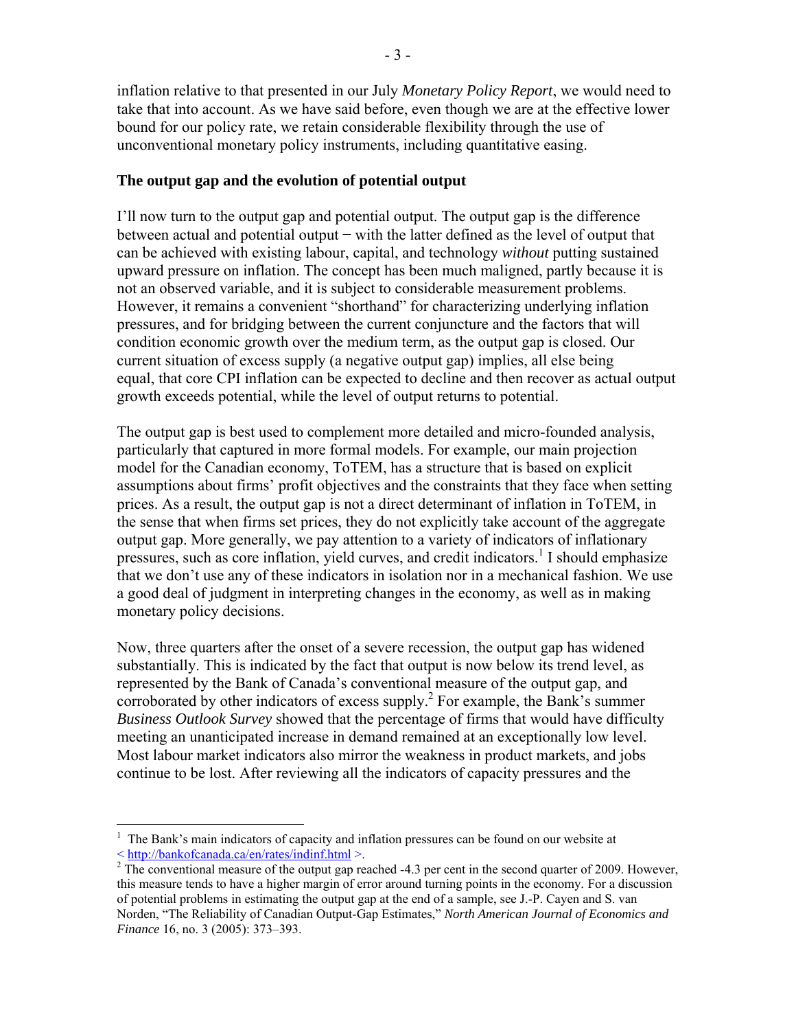inflation relative to that presented in our July *Monetary Policy Report*, we would need to take that into account. As we have said before, even though we are at the effective lower bound for our policy rate, we retain considerable flexibility through the use of unconventional monetary policy instruments, including quantitative easing.

**The output gap and the evolution of potential output**

I'll now turn to the output gap and potential output. The output gap is the difference between actual and potential output − with the latter defined as the level of output that can be achieved with existing labour, capital, and technology *without* putting sustained upward pressure on inflation. The concept has been much maligned, partly because it is not an observed variable, and it is subject to considerable measurement problems. However, it remains a convenient "shorthand" for characterizing underlying inflation pressures, and for bridging between the current conjuncture and the factors that will condition economic growth over the medium term, as the output gap is closed. Our current situation of excess supply (a negative output gap) implies, all else being equal, that core CPI inflation can be expected to decline and then recover as actual output growth exceeds potential, while the level of output returns to potential.

The output gap is best used to complement more detailed and micro-founded analysis, particularly that captured in more formal models. For example, our main projection model for the Canadian economy, ToTEM, has a structure that is based on explicit assumptions about firms' profit objectives and the constraints that they face when setting prices. As a result, the output gap is not a direct determinant of inflation in ToTEM, in the sense that when firms set prices, they do not explicitly take account of the aggregate output gap. More generally, we pay attention to a variety of indicators of inflationary pressures, such as core inflation, yield curves, and credit indicators.[1] I should emphasize that we don't use any of these indicators in isolation nor in a mechanical fashion. We use a good deal of judgment in interpreting changes in the economy, as well as in making monetary policy decisions.

Now, three quarters after the onset of a severe recession, the output gap has widened substantially. This is indicated by the fact that output is now below its trend level, as represented by the Bank of Canada's conventional measure of the output gap, and corroborated by other indicators of excess supply.[2] For example, the Bank's summer *Business Outlook Survey* showed that the percentage of firms that would have difficulty meeting an unanticipated increase in demand remained at an exceptionally low level. Most labour market indicators also mirror the weakness in product markets, and jobs continue to be lost. After reviewing all the indicators of capacity pressures and the

---

[1] The Bank's main indicators of capacity and inflation pressures can be found on our website at < http://bankofcanada.ca/en/rates/indinf.html >.

[2] The conventional measure of the output gap reached -4.3 per cent in the second quarter of 2009. However, this measure tends to have a higher margin of error around turning points in the economy. For a discussion of potential problems in estimating the output gap at the end of a sample, see J.-P. Cayen and S. van Norden, "The Reliability of Canadian Output-Gap Estimates," *North American Journal of Economics and Finance* 16, no. 3 (2005): 373–393.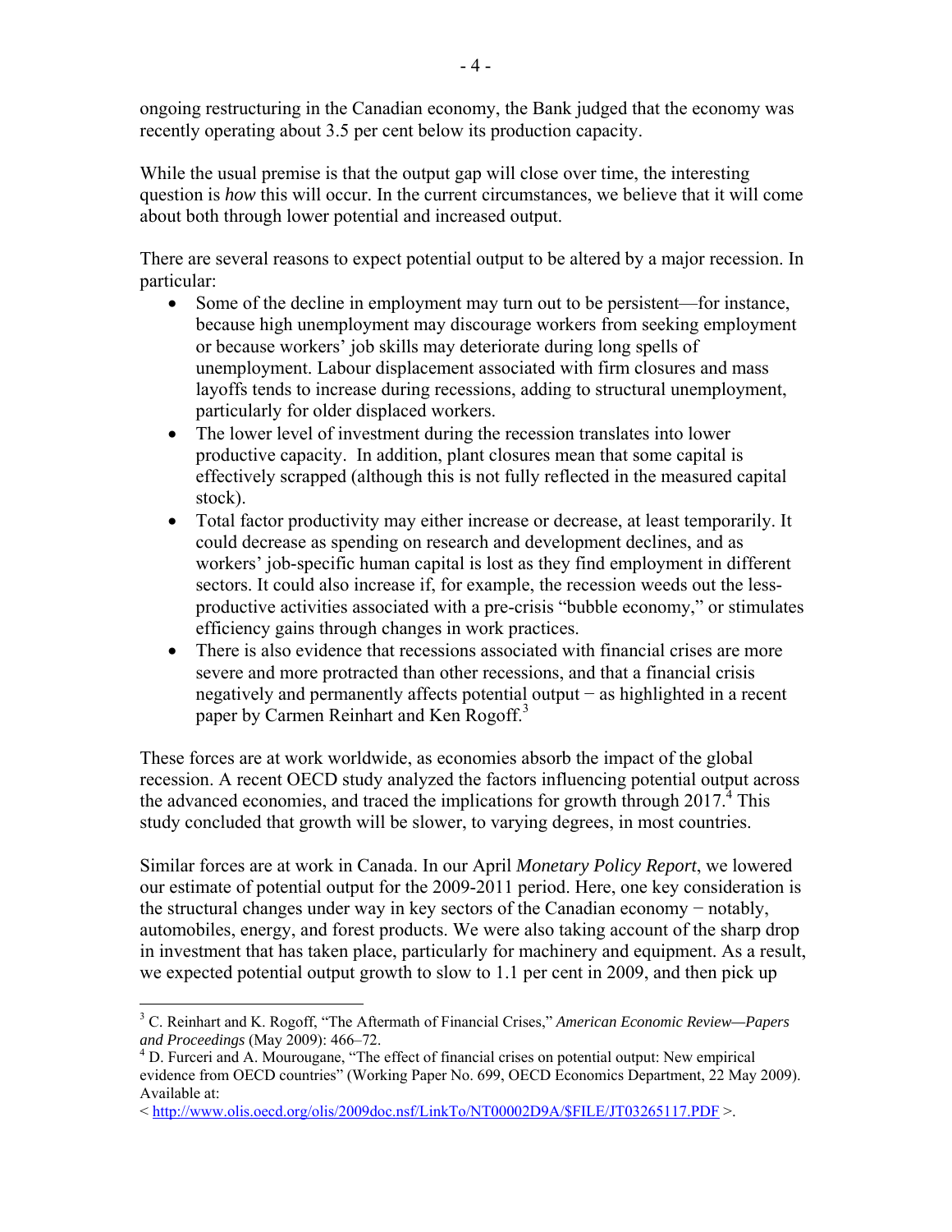ongoing restructuring in the Canadian economy, the Bank judged that the economy was recently operating about 3.5 per cent below its production capacity.

While the usual premise is that the output gap will close over time, the interesting question is *how* this will occur. In the current circumstances, we believe that it will come about both through lower potential and increased output.

There are several reasons to expect potential output to be altered by a major recession. In particular:

- Some of the decline in employment may turn out to be persistent—for instance, because high unemployment may discourage workers from seeking employment or because workers' job skills may deteriorate during long spells of unemployment. Labour displacement associated with firm closures and mass layoffs tends to increase during recessions, adding to structural unemployment, particularly for older displaced workers.
- The lower level of investment during the recession translates into lower productive capacity. In addition, plant closures mean that some capital is effectively scrapped (although this is not fully reflected in the measured capital stock).
- Total factor productivity may either increase or decrease, at least temporarily. It could decrease as spending on research and development declines, and as workers' job-specific human capital is lost as they find employment in different sectors. It could also increase if, for example, the recession weeds out the less-productive activities associated with a pre-crisis "bubble economy," or stimulates efficiency gains through changes in work practices.
- There is also evidence that recessions associated with financial crises are more severe and more protracted than other recessions, and that a financial crisis negatively and permanently affects potential output − as highlighted in a recent paper by Carmen Reinhart and Ken Rogoff.[3]

These forces are at work worldwide, as economies absorb the impact of the global recession. A recent OECD study analyzed the factors influencing potential output across the advanced economies, and traced the implications for growth through 2017.[4] This study concluded that growth will be slower, to varying degrees, in most countries.

Similar forces are at work in Canada. In our April *Monetary Policy Report*, we lowered our estimate of potential output for the 2009-2011 period. Here, one key consideration is the structural changes under way in key sectors of the Canadian economy − notably, automobiles, energy, and forest products. We were also taking account of the sharp drop in investment that has taken place, particularly for machinery and equipment. As a result, we expected potential output growth to slow to 1.1 per cent in 2009, and then pick up

---

[3] C. Reinhart and K. Rogoff, "The Aftermath of Financial Crises," *American Economic Review—Papers and Proceedings* (May 2009): 466–72.

[4] D. Furceri and A. Mourougane, "The effect of financial crises on potential output: New empirical evidence from OECD countries" (Working Paper No. 699, OECD Economics Department, 22 May 2009). Available at:
< http://www.olis.oecd.org/olis/2009doc.nsf/LinkTo/NT00002D9A/$FILE/JT03265117.PDF >.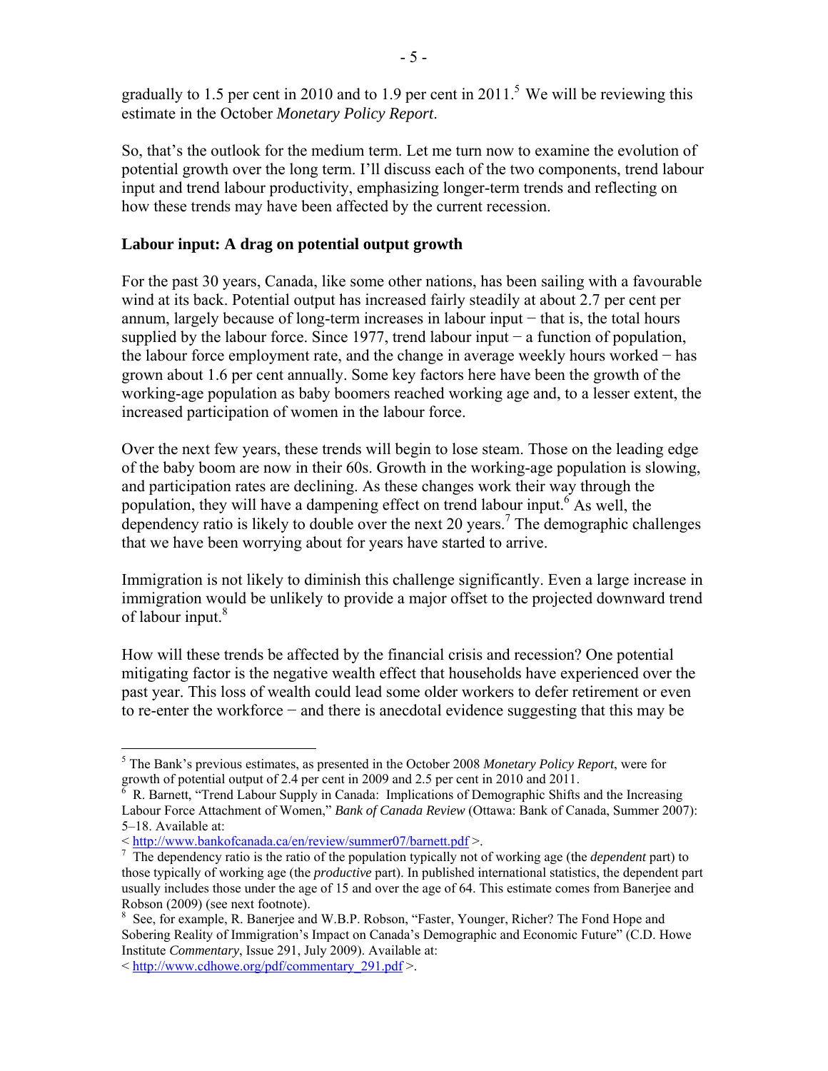gradually to 1.5 per cent in 2010 and to 1.9 per cent in 2011.[5] We will be reviewing this estimate in the October *Monetary Policy Report*.

So, that's the outlook for the medium term. Let me turn now to examine the evolution of potential growth over the long term. I'll discuss each of the two components, trend labour input and trend labour productivity, emphasizing longer-term trends and reflecting on how these trends may have been affected by the current recession.

### Labour input: A drag on potential output growth

For the past 30 years, Canada, like some other nations, has been sailing with a favourable wind at its back. Potential output has increased fairly steadily at about 2.7 per cent per annum, largely because of long-term increases in labour input − that is, the total hours supplied by the labour force. Since 1977, trend labour input − a function of population, the labour force employment rate, and the change in average weekly hours worked − has grown about 1.6 per cent annually. Some key factors here have been the growth of the working-age population as baby boomers reached working age and, to a lesser extent, the increased participation of women in the labour force.

Over the next few years, these trends will begin to lose steam. Those on the leading edge of the baby boom are now in their 60s. Growth in the working-age population is slowing, and participation rates are declining. As these changes work their way through the population, they will have a dampening effect on trend labour input.[6] As well, the dependency ratio is likely to double over the next 20 years.[7] The demographic challenges that we have been worrying about for years have started to arrive.

Immigration is not likely to diminish this challenge significantly. Even a large increase in immigration would be unlikely to provide a major offset to the projected downward trend of labour input.[8]

How will these trends be affected by the financial crisis and recession? One potential mitigating factor is the negative wealth effect that households have experienced over the past year. This loss of wealth could lead some older workers to defer retirement or even to re-enter the workforce − and there is anecdotal evidence suggesting that this may be

---

[5] The Bank's previous estimates, as presented in the October 2008 *Monetary Policy Report*, were for growth of potential output of 2.4 per cent in 2009 and 2.5 per cent in 2010 and 2011.

[6] R. Barnett, "Trend Labour Supply in Canada: Implications of Demographic Shifts and the Increasing Labour Force Attachment of Women," *Bank of Canada Review* (Ottawa: Bank of Canada, Summer 2007): 5–18. Available at: < http://www.bankofcanada.ca/en/review/summer07/barnett.pdf >.

[7] The dependency ratio is the ratio of the population typically not of working age (the *dependent* part) to those typically of working age (the *productive* part). In published international statistics, the dependent part usually includes those under the age of 15 and over the age of 64. This estimate comes from Banerjee and Robson (2009) (see next footnote).

[8] See, for example, R. Banerjee and W.B.P. Robson, "Faster, Younger, Richer? The Fond Hope and Sobering Reality of Immigration's Impact on Canada's Demographic and Economic Future" (C.D. Howe Institute *Commentary*, Issue 291, July 2009). Available at: < http://www.cdhowe.org/pdf/commentary_291.pdf >.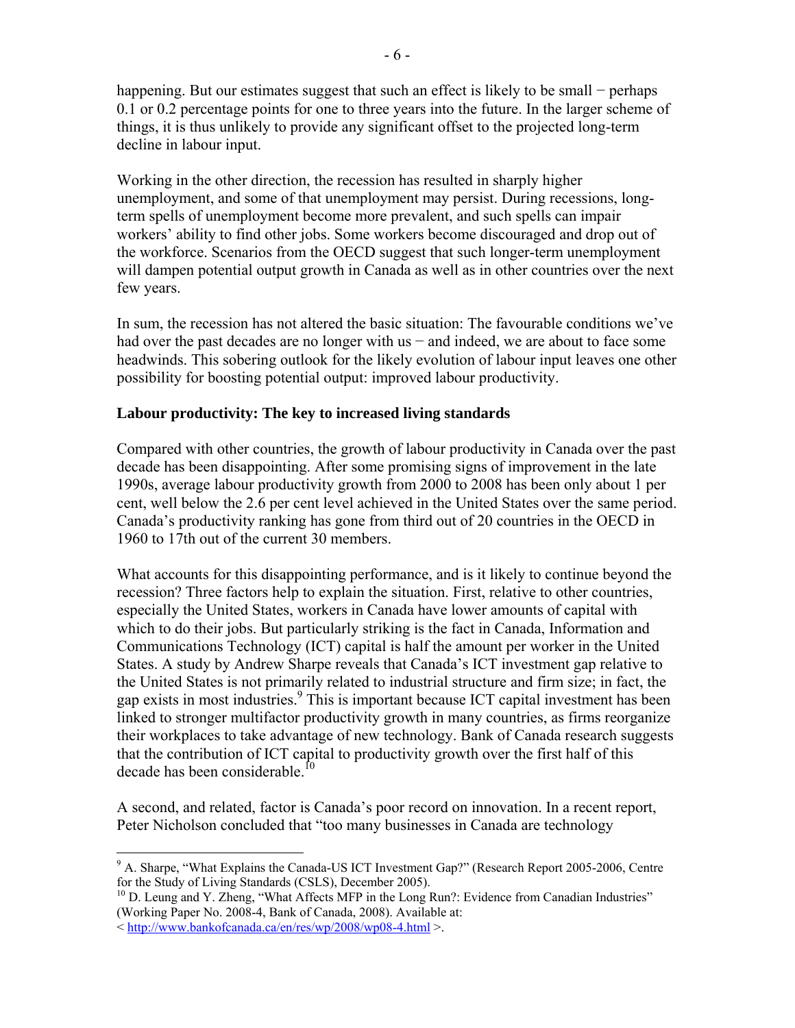happening. But our estimates suggest that such an effect is likely to be small − perhaps 0.1 or 0.2 percentage points for one to three years into the future. In the larger scheme of things, it is thus unlikely to provide any significant offset to the projected long-term decline in labour input.

Working in the other direction, the recession has resulted in sharply higher unemployment, and some of that unemployment may persist. During recessions, long-term spells of unemployment become more prevalent, and such spells can impair workers' ability to find other jobs. Some workers become discouraged and drop out of the workforce. Scenarios from the OECD suggest that such longer-term unemployment will dampen potential output growth in Canada as well as in other countries over the next few years.

In sum, the recession has not altered the basic situation: The favourable conditions we've had over the past decades are no longer with us − and indeed, we are about to face some headwinds. This sobering outlook for the likely evolution of labour input leaves one other possibility for boosting potential output: improved labour productivity.

## Labour productivity: The key to increased living standards

Compared with other countries, the growth of labour productivity in Canada over the past decade has been disappointing. After some promising signs of improvement in the late 1990s, average labour productivity growth from 2000 to 2008 has been only about 1 per cent, well below the 2.6 per cent level achieved in the United States over the same period. Canada's productivity ranking has gone from third out of 20 countries in the OECD in 1960 to 17th out of the current 30 members.

What accounts for this disappointing performance, and is it likely to continue beyond the recession? Three factors help to explain the situation. First, relative to other countries, especially the United States, workers in Canada have lower amounts of capital with which to do their jobs. But particularly striking is the fact in Canada, Information and Communications Technology (ICT) capital is half the amount per worker in the United States. A study by Andrew Sharpe reveals that Canada's ICT investment gap relative to the United States is not primarily related to industrial structure and firm size; in fact, the gap exists in most industries.[9] This is important because ICT capital investment has been linked to stronger multifactor productivity growth in many countries, as firms reorganize their workplaces to take advantage of new technology. Bank of Canada research suggests that the contribution of ICT capital to productivity growth over the first half of this decade has been considerable.[10]

A second, and related, factor is Canada's poor record on innovation. In a recent report, Peter Nicholson concluded that "too many businesses in Canada are technology

---

[9] A. Sharpe, "What Explains the Canada-US ICT Investment Gap?" (Research Report 2005-2006, Centre for the Study of Living Standards (CSLS), December 2005).

[10] D. Leung and Y. Zheng, "What Affects MFP in the Long Run?: Evidence from Canadian Industries" (Working Paper No. 2008-4, Bank of Canada, 2008). Available at: < http://www.bankofcanada.ca/en/res/wp/2008/wp08-4.html >.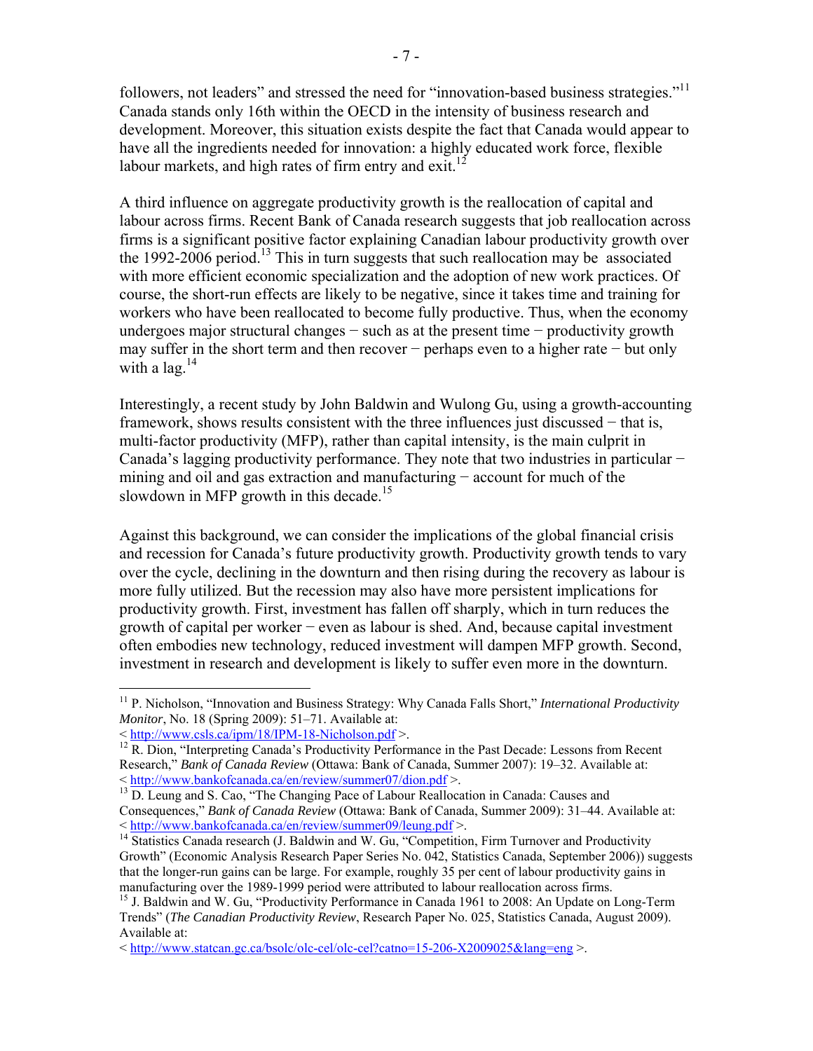followers, not leaders" and stressed the need for "innovation-based business strategies."[11] Canada stands only 16th within the OECD in the intensity of business research and development. Moreover, this situation exists despite the fact that Canada would appear to have all the ingredients needed for innovation: a highly educated work force, flexible labour markets, and high rates of firm entry and exit.[12]

A third influence on aggregate productivity growth is the reallocation of capital and labour across firms. Recent Bank of Canada research suggests that job reallocation across firms is a significant positive factor explaining Canadian labour productivity growth over the 1992-2006 period.[13] This in turn suggests that such reallocation may be associated with more efficient economic specialization and the adoption of new work practices. Of course, the short-run effects are likely to be negative, since it takes time and training for workers who have been reallocated to become fully productive. Thus, when the economy undergoes major structural changes − such as at the present time − productivity growth may suffer in the short term and then recover − perhaps even to a higher rate − but only with a lag.[14]

Interestingly, a recent study by John Baldwin and Wulong Gu, using a growth-accounting framework, shows results consistent with the three influences just discussed − that is, multi-factor productivity (MFP), rather than capital intensity, is the main culprit in Canada's lagging productivity performance. They note that two industries in particular − mining and oil and gas extraction and manufacturing − account for much of the slowdown in MFP growth in this decade.[15]

Against this background, we can consider the implications of the global financial crisis and recession for Canada's future productivity growth. Productivity growth tends to vary over the cycle, declining in the downturn and then rising during the recovery as labour is more fully utilized. But the recession may also have more persistent implications for productivity growth. First, investment has fallen off sharply, which in turn reduces the growth of capital per worker − even as labour is shed. And, because capital investment often embodies new technology, reduced investment will dampen MFP growth. Second, investment in research and development is likely to suffer even more in the downturn.

---

[11] P. Nicholson, "Innovation and Business Strategy: Why Canada Falls Short," *International Productivity Monitor*, No. 18 (Spring 2009): 51–71. Available at: < http://www.csls.ca/ipm/18/IPM-18-Nicholson.pdf >.

[12] R. Dion, "Interpreting Canada's Productivity Performance in the Past Decade: Lessons from Recent Research," *Bank of Canada Review* (Ottawa: Bank of Canada, Summer 2007): 19–32. Available at: < http://www.bankofcanada.ca/en/review/summer07/dion.pdf >.

[13] D. Leung and S. Cao, "The Changing Pace of Labour Reallocation in Canada: Causes and Consequences," *Bank of Canada Review* (Ottawa: Bank of Canada, Summer 2009): 31–44. Available at: < http://www.bankofcanada.ca/en/review/summer09/leung.pdf >.

[14] Statistics Canada research (J. Baldwin and W. Gu, "Competition, Firm Turnover and Productivity Growth" (Economic Analysis Research Paper Series No. 042, Statistics Canada, September 2006)) suggests that the longer-run gains can be large. For example, roughly 35 per cent of labour productivity gains in manufacturing over the 1989-1999 period were attributed to labour reallocation across firms.

[15] J. Baldwin and W. Gu, "Productivity Performance in Canada 1961 to 2008: An Update on Long-Term Trends" (*The Canadian Productivity Review*, Research Paper No. 025, Statistics Canada, August 2009). Available at:

< http://www.statcan.gc.ca/bsolc/olc-cel/olc-cel?catno=15-206-X2009025&lang=eng >.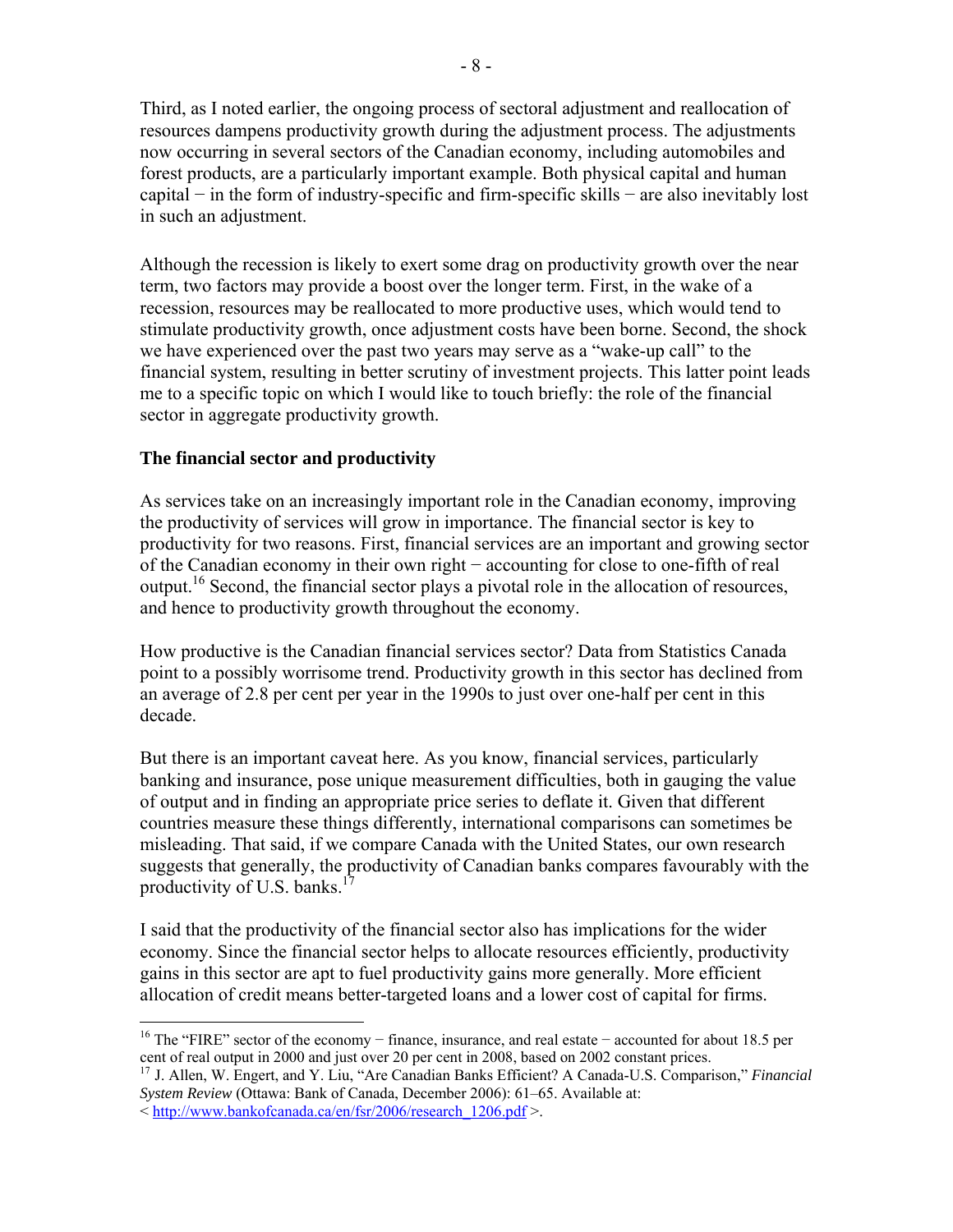Third, as I noted earlier, the ongoing process of sectoral adjustment and reallocation of resources dampens productivity growth during the adjustment process. The adjustments now occurring in several sectors of the Canadian economy, including automobiles and forest products, are a particularly important example. Both physical capital and human capital − in the form of industry-specific and firm-specific skills − are also inevitably lost in such an adjustment.

Although the recession is likely to exert some drag on productivity growth over the near term, two factors may provide a boost over the longer term. First, in the wake of a recession, resources may be reallocated to more productive uses, which would tend to stimulate productivity growth, once adjustment costs have been borne. Second, the shock we have experienced over the past two years may serve as a "wake-up call" to the financial system, resulting in better scrutiny of investment projects. This latter point leads me to a specific topic on which I would like to touch briefly: the role of the financial sector in aggregate productivity growth.

**The financial sector and productivity**

As services take on an increasingly important role in the Canadian economy, improving the productivity of services will grow in importance. The financial sector is key to productivity for two reasons. First, financial services are an important and growing sector of the Canadian economy in their own right − accounting for close to one-fifth of real output.[16] Second, the financial sector plays a pivotal role in the allocation of resources, and hence to productivity growth throughout the economy.

How productive is the Canadian financial services sector? Data from Statistics Canada point to a possibly worrisome trend. Productivity growth in this sector has declined from an average of 2.8 per cent per year in the 1990s to just over one-half per cent in this decade.

But there is an important caveat here. As you know, financial services, particularly banking and insurance, pose unique measurement difficulties, both in gauging the value of output and in finding an appropriate price series to deflate it. Given that different countries measure these things differently, international comparisons can sometimes be misleading. That said, if we compare Canada with the United States, our own research suggests that generally, the productivity of Canadian banks compares favourably with the productivity of U.S. banks.[17]

I said that the productivity of the financial sector also has implications for the wider economy. Since the financial sector helps to allocate resources efficiently, productivity gains in this sector are apt to fuel productivity gains more generally. More efficient allocation of credit means better-targeted loans and a lower cost of capital for firms.

---

[16] The "FIRE" sector of the economy − finance, insurance, and real estate − accounted for about 18.5 per cent of real output in 2000 and just over 20 per cent in 2008, based on 2002 constant prices.

[17] J. Allen, W. Engert, and Y. Liu, "Are Canadian Banks Efficient? A Canada-U.S. Comparison," *Financial System Review* (Ottawa: Bank of Canada, December 2006): 61–65. Available at: < http://www.bankofcanada.ca/en/fsr/2006/research_1206.pdf >.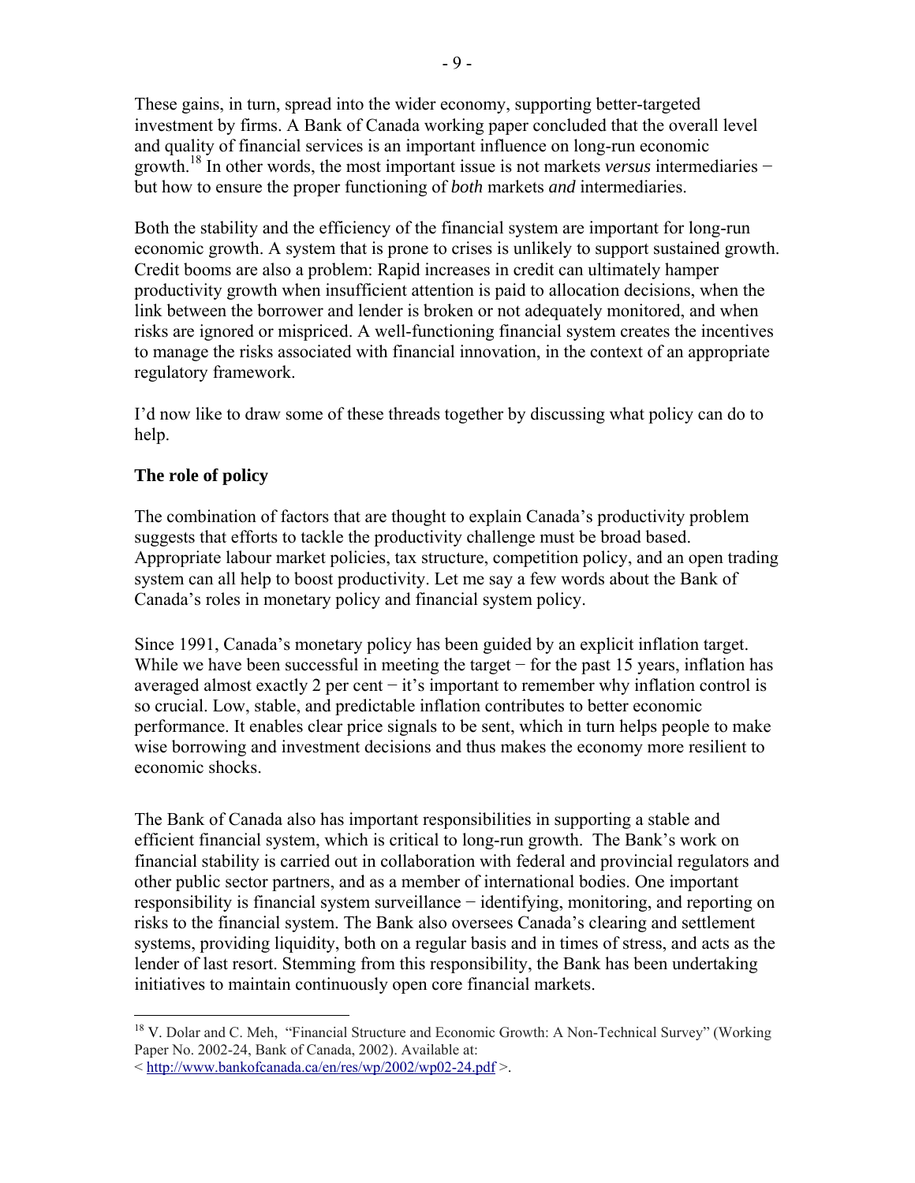These gains, in turn, spread into the wider economy, supporting better-targeted investment by firms. A Bank of Canada working paper concluded that the overall level and quality of financial services is an important influence on long-run economic growth.[18] In other words, the most important issue is not markets *versus* intermediaries − but how to ensure the proper functioning of *both* markets *and* intermediaries.

Both the stability and the efficiency of the financial system are important for long-run economic growth. A system that is prone to crises is unlikely to support sustained growth. Credit booms are also a problem: Rapid increases in credit can ultimately hamper productivity growth when insufficient attention is paid to allocation decisions, when the link between the borrower and lender is broken or not adequately monitored, and when risks are ignored or mispriced. A well-functioning financial system creates the incentives to manage the risks associated with financial innovation, in the context of an appropriate regulatory framework.

I'd now like to draw some of these threads together by discussing what policy can do to help.

**The role of policy**

The combination of factors that are thought to explain Canada's productivity problem suggests that efforts to tackle the productivity challenge must be broad based. Appropriate labour market policies, tax structure, competition policy, and an open trading system can all help to boost productivity. Let me say a few words about the Bank of Canada's roles in monetary policy and financial system policy.

Since 1991, Canada's monetary policy has been guided by an explicit inflation target. While we have been successful in meeting the target − for the past 15 years, inflation has averaged almost exactly 2 per cent − it's important to remember why inflation control is so crucial. Low, stable, and predictable inflation contributes to better economic performance. It enables clear price signals to be sent, which in turn helps people to make wise borrowing and investment decisions and thus makes the economy more resilient to economic shocks.

The Bank of Canada also has important responsibilities in supporting a stable and efficient financial system, which is critical to long-run growth. The Bank's work on financial stability is carried out in collaboration with federal and provincial regulators and other public sector partners, and as a member of international bodies. One important responsibility is financial system surveillance − identifying, monitoring, and reporting on risks to the financial system. The Bank also oversees Canada's clearing and settlement systems, providing liquidity, both on a regular basis and in times of stress, and acts as the lender of last resort. Stemming from this responsibility, the Bank has been undertaking initiatives to maintain continuously open core financial markets.

---

[18] V. Dolar and C. Meh, "Financial Structure and Economic Growth: A Non-Technical Survey" (Working Paper No. 2002-24, Bank of Canada, 2002). Available at: < http://www.bankofcanada.ca/en/res/wp/2002/wp02-24.pdf >.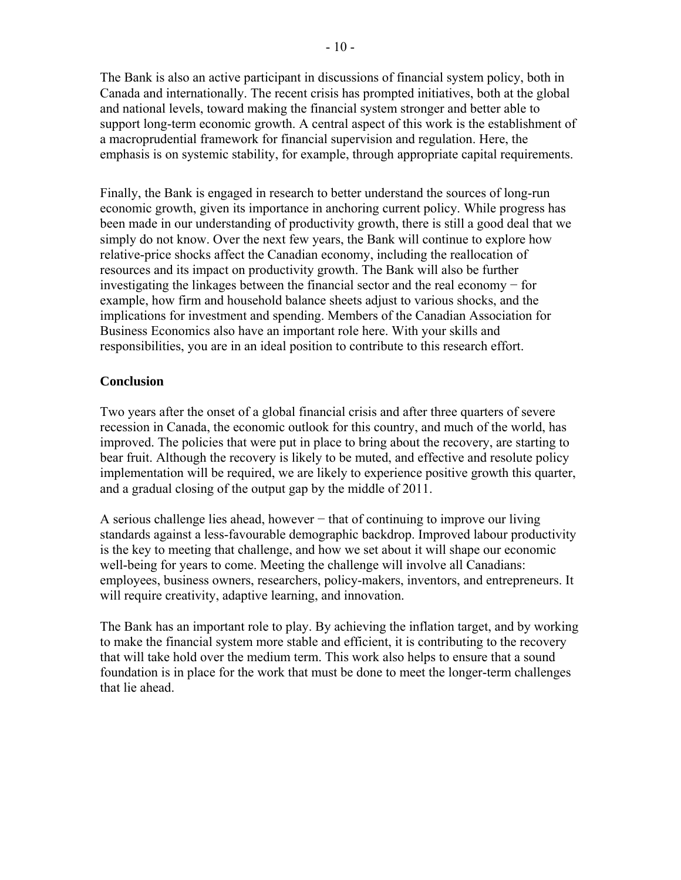The Bank is also an active participant in discussions of financial system policy, both in Canada and internationally. The recent crisis has prompted initiatives, both at the global and national levels, toward making the financial system stronger and better able to support long-term economic growth. A central aspect of this work is the establishment of a macroprudential framework for financial supervision and regulation. Here, the emphasis is on systemic stability, for example, through appropriate capital requirements.

Finally, the Bank is engaged in research to better understand the sources of long-run economic growth, given its importance in anchoring current policy. While progress has been made in our understanding of productivity growth, there is still a good deal that we simply do not know. Over the next few years, the Bank will continue to explore how relative-price shocks affect the Canadian economy, including the reallocation of resources and its impact on productivity growth. The Bank will also be further investigating the linkages between the financial sector and the real economy − for example, how firm and household balance sheets adjust to various shocks, and the implications for investment and spending. Members of the Canadian Association for Business Economics also have an important role here. With your skills and responsibilities, you are in an ideal position to contribute to this research effort.

**Conclusion**

Two years after the onset of a global financial crisis and after three quarters of severe recession in Canada, the economic outlook for this country, and much of the world, has improved. The policies that were put in place to bring about the recovery, are starting to bear fruit. Although the recovery is likely to be muted, and effective and resolute policy implementation will be required, we are likely to experience positive growth this quarter, and a gradual closing of the output gap by the middle of 2011.

A serious challenge lies ahead, however − that of continuing to improve our living standards against a less-favourable demographic backdrop. Improved labour productivity is the key to meeting that challenge, and how we set about it will shape our economic well-being for years to come. Meeting the challenge will involve all Canadians: employees, business owners, researchers, policy-makers, inventors, and entrepreneurs. It will require creativity, adaptive learning, and innovation.

The Bank has an important role to play. By achieving the inflation target, and by working to make the financial system more stable and efficient, it is contributing to the recovery that will take hold over the medium term. This work also helps to ensure that a sound foundation is in place for the work that must be done to meet the longer-term challenges that lie ahead.